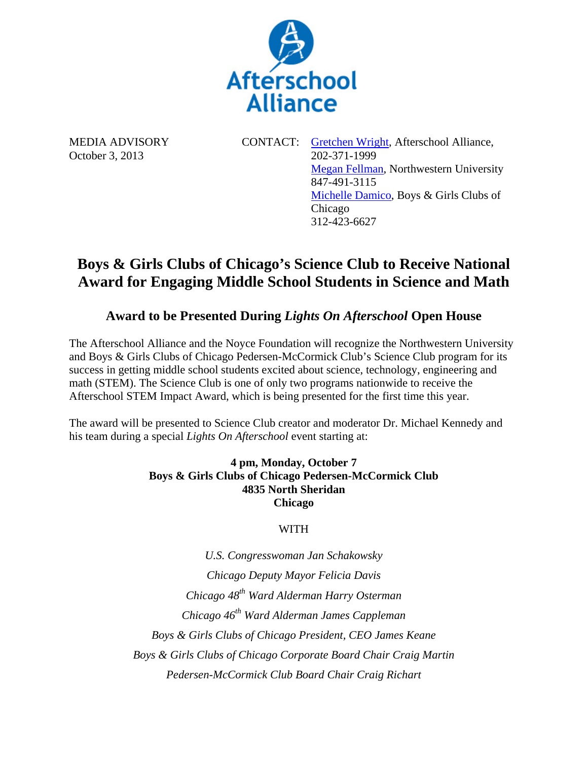Afterschool Alliance

MEDIA ADVISORY
October 3, 2013

CONTACT: Gretchen Wright, Afterschool Alliance, 202-371-1999
Megan Fellman, Northwestern University 847-491-3115
Michelle Damico, Boys & Girls Clubs of Chicago 312-423-6627

# Boys & Girls Clubs of Chicago's Science Club to Receive National Award for Engaging Middle School Students in Science and Math

## Award to be Presented During *Lights On Afterschool* Open House

The Afterschool Alliance and the Noyce Foundation will recognize the Northwestern University and Boys & Girls Clubs of Chicago Pedersen-McCormick Club's Science Club program for its success in getting middle school students excited about science, technology, engineering and math (STEM). The Science Club is one of only two programs nationwide to receive the Afterschool STEM Impact Award, which is being presented for the first time this year.

The award will be presented to Science Club creator and moderator Dr. Michael Kennedy and his team during a special *Lights On Afterschool* event starting at:

**4 pm, Monday, October 7**
**Boys & Girls Clubs of Chicago Pedersen-McCormick Club**
**4835 North Sheridan**
**Chicago**

WITH

*U.S. Congresswoman Jan Schakowsky*

*Chicago Deputy Mayor Felicia Davis*

*Chicago 48th Ward Alderman Harry Osterman*

*Chicago 46th Ward Alderman James Cappleman*

*Boys & Girls Clubs of Chicago President, CEO James Keane*

*Boys & Girls Clubs of Chicago Corporate Board Chair Craig Martin*

*Pedersen-McCormick Club Board Chair Craig Richart*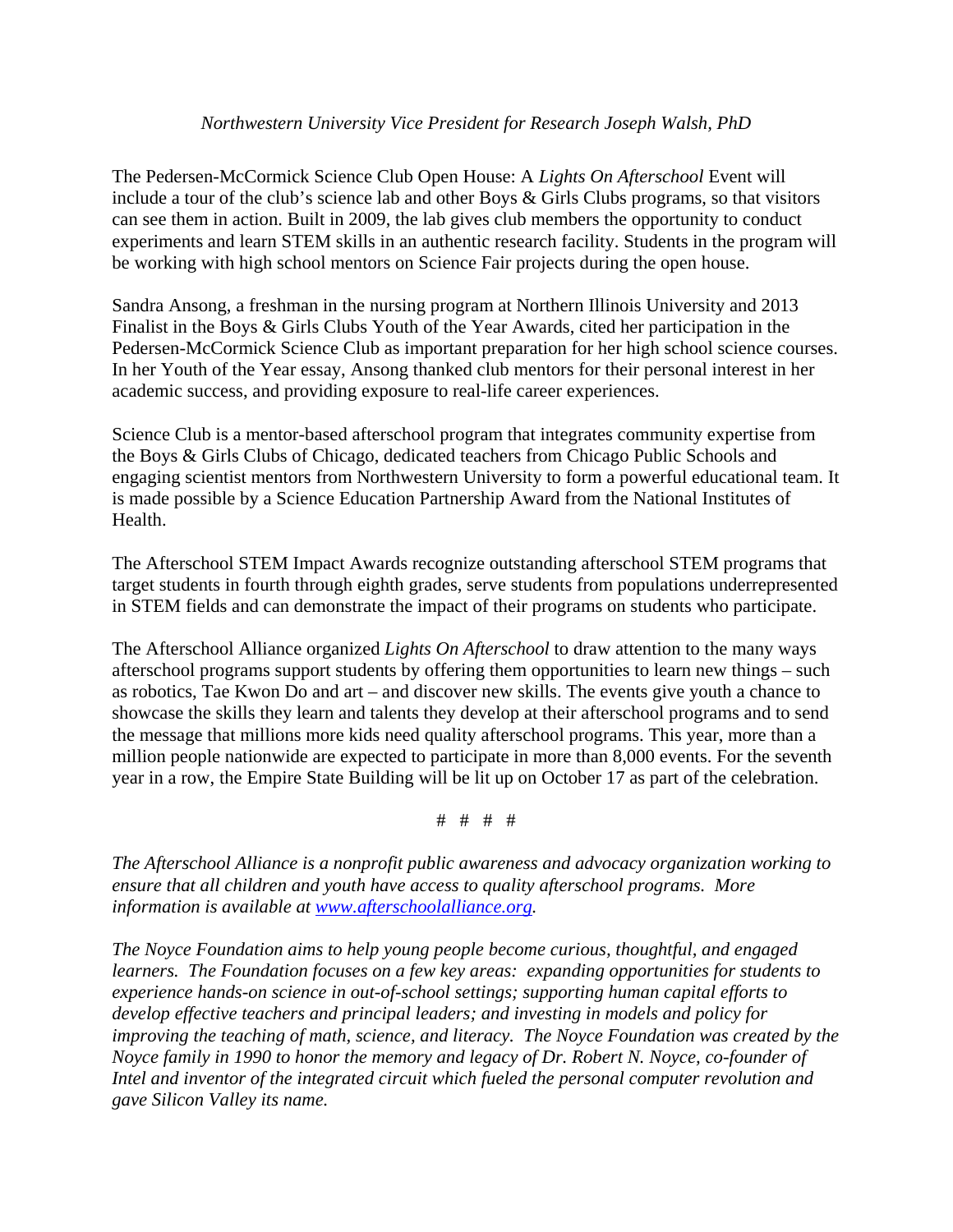*Northwestern University Vice President for Research Joseph Walsh, PhD*

The Pedersen-McCormick Science Club Open House: A *Lights On Afterschool* Event will include a tour of the club's science lab and other Boys & Girls Clubs programs, so that visitors can see them in action. Built in 2009, the lab gives club members the opportunity to conduct experiments and learn STEM skills in an authentic research facility. Students in the program will be working with high school mentors on Science Fair projects during the open house.

Sandra Ansong, a freshman in the nursing program at Northern Illinois University and 2013 Finalist in the Boys & Girls Clubs Youth of the Year Awards, cited her participation in the Pedersen-McCormick Science Club as important preparation for her high school science courses. In her Youth of the Year essay, Ansong thanked club mentors for their personal interest in her academic success, and providing exposure to real-life career experiences.

Science Club is a mentor-based afterschool program that integrates community expertise from the Boys & Girls Clubs of Chicago, dedicated teachers from Chicago Public Schools and engaging scientist mentors from Northwestern University to form a powerful educational team. It is made possible by a Science Education Partnership Award from the National Institutes of Health.

The Afterschool STEM Impact Awards recognize outstanding afterschool STEM programs that target students in fourth through eighth grades, serve students from populations underrepresented in STEM fields and can demonstrate the impact of their programs on students who participate.

The Afterschool Alliance organized *Lights On Afterschool* to draw attention to the many ways afterschool programs support students by offering them opportunities to learn new things – such as robotics, Tae Kwon Do and art – and discover new skills. The events give youth a chance to showcase the skills they learn and talents they develop at their afterschool programs and to send the message that millions more kids need quality afterschool programs. This year, more than a million people nationwide are expected to participate in more than 8,000 events. For the seventh year in a row, the Empire State Building will be lit up on October 17 as part of the celebration.

# # # #

*The Afterschool Alliance is a nonprofit public awareness and advocacy organization working to ensure that all children and youth have access to quality afterschool programs. More information is available at www.afterschoolalliance.org.*

*The Noyce Foundation aims to help young people become curious, thoughtful, and engaged learners. The Foundation focuses on a few key areas: expanding opportunities for students to experience hands-on science in out-of-school settings; supporting human capital efforts to develop effective teachers and principal leaders; and investing in models and policy for improving the teaching of math, science, and literacy. The Noyce Foundation was created by the Noyce family in 1990 to honor the memory and legacy of Dr. Robert N. Noyce, co-founder of Intel and inventor of the integrated circuit which fueled the personal computer revolution and gave Silicon Valley its name.*